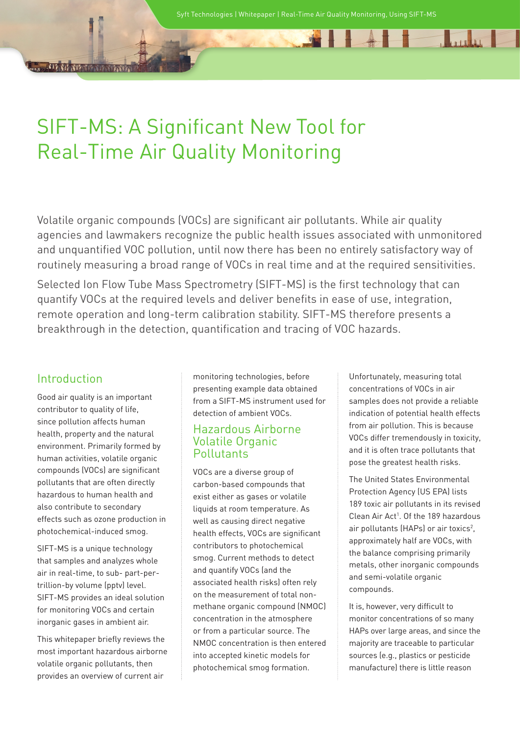# SIFT-MS: A Significant New Tool for Real-Time Air Quality Monitoring

Volatile organic compounds (VOCs) are significant air pollutants. While air quality agencies and lawmakers recognize the public health issues associated with unmonitored and unquantified VOC pollution, until now there has been no entirely satisfactory way of routinely measuring a broad range of VOCs in real time and at the required sensitivities.

Selected Ion Flow Tube Mass Spectrometry (SIFT-MS) is the first technology that can quantify VOCs at the required levels and deliver benefits in ease of use, integration, remote operation and long-term calibration stability. SIFT-MS therefore presents a breakthrough in the detection, quantification and tracing of VOC hazards.

## Introduction

Good air quality is an important contributor to quality of life, since pollution affects human health, property and the natural environment. Primarily formed by human activities, volatile organic compounds (VOCs) are significant pollutants that are often directly hazardous to human health and also contribute to secondary effects such as ozone production in photochemical-induced smog.

SIFT-MS is a unique technology that samples and analyzes whole air in real-time, to sub- part-per-trillion-by volume (pptv) level. SIFT-MS provides an ideal solution for monitoring VOCs and certain inorganic gases in ambient air.

This whitepaper briefly reviews the most important hazardous airborne volatile organic pollutants, then provides an overview of current air monitoring technologies, before presenting example data obtained from a SIFT-MS instrument used for detection of ambient VOCs.

## Hazardous Airborne Volatile Organic Pollutants

VOCs are a diverse group of carbon-based compounds that exist either as gases or volatile liquids at room temperature. As well as causing direct negative health effects, VOCs are significant contributors to photochemical smog. Current methods to detect and quantify VOCs (and the associated health risks) often rely on the measurement of total non-methane organic compound (NMOC) concentration in the atmosphere or from a particular source. The NMOC concentration is then entered into accepted kinetic models for photochemical smog formation.

Unfortunately, measuring total concentrations of VOCs in air samples does not provide a reliable indication of potential health effects from air pollution. This is because VOCs differ tremendously in toxicity, and it is often trace pollutants that pose the greatest health risks.

The United States Environmental Protection Agency (US EPA) lists 189 toxic air pollutants in its revised Clean Air Act[1]. Of the 189 hazardous air pollutants (HAPs) or air toxics[2], approximately half are VOCs, with the balance comprising primarily metals, other inorganic compounds and semi-volatile organic compounds.

It is, however, very difficult to monitor concentrations of so many HAPs over large areas, and since the majority are traceable to particular sources (e.g., plastics or pesticide manufacture) there is little reason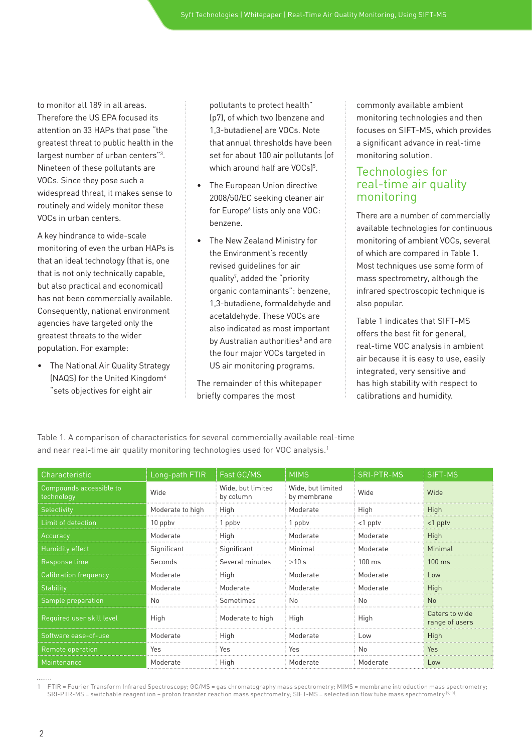to monitor all 189 in all areas. Therefore the US EPA focused its attention on 33 HAPs that pose "the greatest threat to public health in the largest number of urban centers"[3]. Nineteen of these pollutants are VOCs. Since they pose such a widespread threat, it makes sense to routinely and widely monitor these VOCs in urban centers.

A key hindrance to wide-scale monitoring of even the urban HAPs is that an ideal technology (that is, one that is not only technically capable, but also practical and economical) has not been commercially available. Consequently, national environment agencies have targeted only the greatest threats to the wider population. For example:

- The National Air Quality Strategy (NAQS) for the United Kingdom[4] "sets objectives for eight air pollutants to protect health" (p7), of which two (benzene and 1,3-butadiene) are VOCs. Note that annual thresholds have been set for about 100 air pollutants (of which around half are VOCs)[5].
- The European Union directive 2008/50/EC seeking cleaner air for Europe[6] lists only one VOC: benzene.
- The New Zealand Ministry for the Environment's recently revised guidelines for air quality[7], added the "priority organic contaminants": benzene, 1,3-butadiene, formaldehyde and acetaldehyde. These VOCs are also indicated as most important by Australian authorities[8] and are the four major VOCs targeted in US air monitoring programs.

The remainder of this whitepaper briefly compares the most commonly available ambient monitoring technologies and then focuses on SIFT-MS, which provides a significant advance in real-time monitoring solution.

## Technologies for real-time air quality monitoring

There are a number of commercially available technologies for continuous monitoring of ambient VOCs, several of which are compared in Table 1. Most techniques use some form of mass spectrometry, although the infrared spectroscopic technique is also popular.

Table 1 indicates that SIFT-MS offers the best fit for general, real-time VOC analysis in ambient air because it is easy to use, easily integrated, very sensitive and has high stability with respect to calibrations and humidity.

Table 1. A comparison of characteristics for several commercially available real-time and near real-time air quality monitoring technologies used for VOC analysis.[1]

| Characteristic | Long-path FTIR | Fast GC/MS | MIMS | SRI-PTR-MS | SIFT-MS |
|---|---|---|---|---|---|
| Compounds accessible to technology | Wide | Wide, but limited by column | Wide, but limited by membrane | Wide | Wide |
| Selectivity | Moderate to high | High | Moderate | High | High |
| Limit of detection | 10 ppbv | 1 ppbv | 1 ppbv | <1 pptv | <1 pptv |
| Accuracy | Moderate | High | Moderate | Moderate | High |
| Humidity effect | Significant | Significant | Minimal | Moderate | Minimal |
| Response time | Seconds | Several minutes | >10 s | 100 ms | 100 ms |
| Calibration frequency | Moderate | High | Moderate | Moderate | Low |
| Stability | Moderate | Moderate | Moderate | Moderate | High |
| Sample preparation | No | Sometimes | No | No | No |
| Required user skill level | High | Moderate to high | High | High | Caters to wide range of users |
| Software ease-of-use | Moderate | High | Moderate | Low | High |
| Remote operation | Yes | Yes | Yes | No | Yes |
| Maintenance | Moderate | High | Moderate | Moderate | Low |

1 FTIR = Fourier Transform Infrared Spectroscopy; GC/MS = gas chromatography mass spectrometry; MIMS = membrane introduction mass spectrometry; SRI-PTR-MS = switchable reagent ion – proton transfer reaction mass spectrometry; SIFT-MS = selected ion flow tube mass spectrometry [9,10].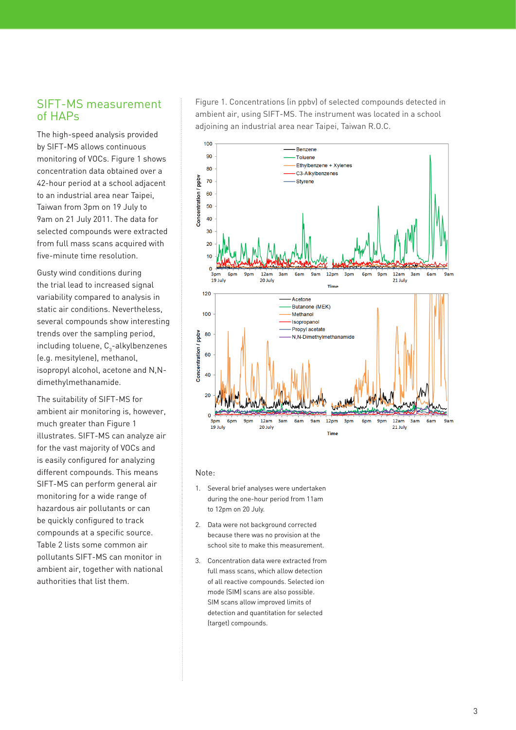## SIFT-MS measurement of HAPs

The high-speed analysis provided by SIFT-MS allows continuous monitoring of VOCs. Figure 1 shows concentration data obtained over a 42-hour period at a school adjacent to an industrial area near Taipei, Taiwan from 3pm on 19 July to 9am on 21 July 2011. The data for selected compounds were extracted from full mass scans acquired with five-minute time resolution.

Gusty wind conditions during the trial lead to increased signal variability compared to analysis in static air conditions. Nevertheless, several compounds show interesting trends over the sampling period, including toluene, $C_3$-alkylbenzenes (e.g. mesitylene), methanol, isopropyl alcohol, acetone and N,N-dimethylmethanamide.

The suitability of SIFT-MS for ambient air monitoring is, however, much greater than Figure 1 illustrates. SIFT-MS can analyze air for the vast majority of VOCs and is easily configured for analyzing different compounds. This means SIFT-MS can perform general air monitoring for a wide range of hazardous air pollutants or can be quickly configured to track compounds at a specific source. Table 2 lists some common air pollutants SIFT-MS can monitor in ambient air, together with national authorities that list them.

Figure 1. Concentrations (in ppbv) of selected compounds detected in ambient air, using SIFT-MS. The instrument was located in a school adjoining an industrial area near Taipei, Taiwan R.O.C.

Note:

1. Several brief analyses were undertaken during the one-hour period from 11am to 12pm on 20 July.
2. Data were not background corrected because there was no provision at the school site to make this measurement.
3. Concentration data were extracted from full mass scans, which allow detection of all reactive compounds. Selected ion mode (SIM) scans are also possible. SIM scans allow improved limits of detection and quantitation for selected (target) compounds.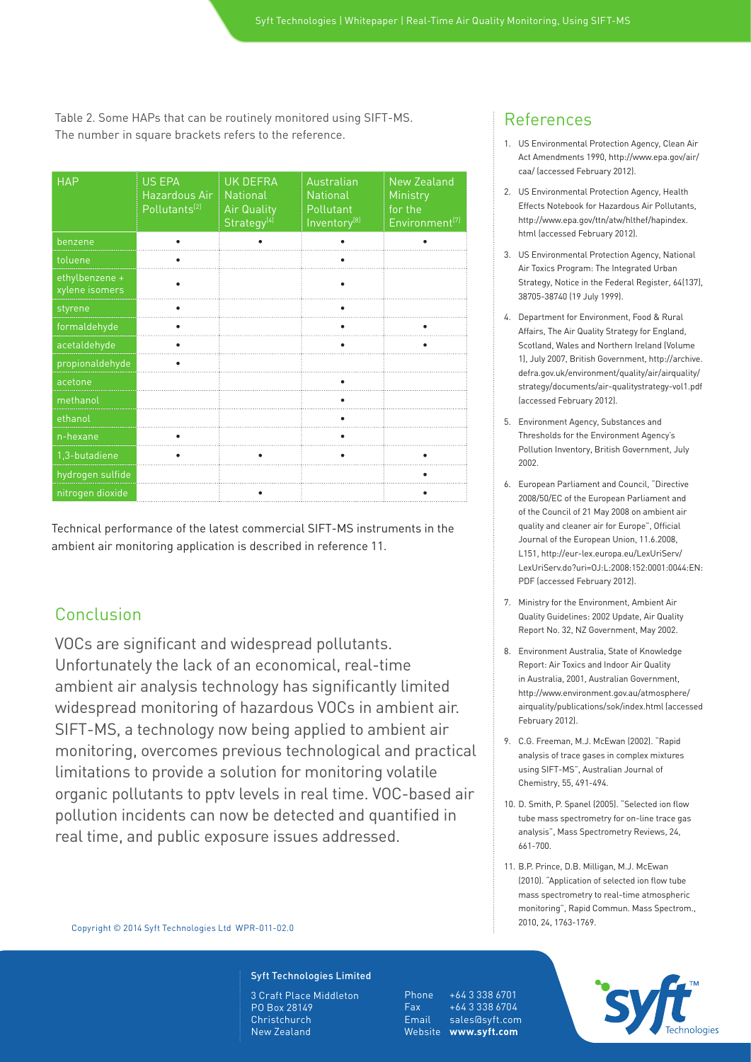Table 2. Some HAPs that can be routinely monitored using SIFT-MS. The number in square brackets refers to the reference.

| HAP | US EPA Hazardous Air Pollutants[2] | UK DEFRA National Air Quality Strategy[4] | Australian National Pollutant Inventory[8] | New Zealand Ministry for the Environment[7] |
|---|---|---|---|---|
| benzene | • | • | • | • |
| toluene | • | | • | |
| ethylbenzene + xylene isomers | • | | • | |
| styrene | • | | • | |
| formaldehyde | • | | • | • |
| acetaldehyde | • | | • | • |
| propionaldehyde | • | | | |
| acetone | | | • | |
| methanol | | | • | |
| ethanol | | | • | |
| n-hexane | • | | • | |
| 1,3-butadiene | • | • | • | • |
| hydrogen sulfide | | | | • |
| nitrogen dioxide | | • | | • |

Technical performance of the latest commercial SIFT-MS instruments in the ambient air monitoring application is described in reference 11.

## Conclusion

VOCs are significant and widespread pollutants. Unfortunately the lack of an economical, real-time ambient air analysis technology has significantly limited widespread monitoring of hazardous VOCs in ambient air. SIFT-MS, a technology now being applied to ambient air monitoring, overcomes previous technological and practical limitations to provide a solution for monitoring volatile organic pollutants to pptv levels in real time. VOC-based air pollution incidents can now be detected and quantified in real time, and public exposure issues addressed.

Copyright © 2014 Syft Technologies Ltd WPR-011-02.0

## References

1. US Environmental Protection Agency, Clean Air Act Amendments 1990, http://www.epa.gov/air/caa/ (accessed February 2012).
2. US Environmental Protection Agency, Health Effects Notebook for Hazardous Air Pollutants, http://www.epa.gov/ttn/atw/hlthef/hapindex.html (accessed February 2012).
3. US Environmental Protection Agency, National Air Toxics Program: The Integrated Urban Strategy, Notice in the Federal Register, 64(137), 38705-38740 (19 July 1999).
4. Department for Environment, Food & Rural Affairs, The Air Quality Strategy for England, Scotland, Wales and Northern Ireland (Volume 1), July 2007, British Government, http://archive.defra.gov.uk/environment/quality/air/airquality/strategy/documents/air-qualitystrategy-vol1.pdf (accessed February 2012).
5. Environment Agency, Substances and Thresholds for the Environment Agency's Pollution Inventory, British Government, July 2002.
6. European Parliament and Council, "Directive 2008/50/EC of the European Parliament and of the Council of 21 May 2008 on ambient air quality and cleaner air for Europe", Official Journal of the European Union, 11.6.2008, L151, http://eur-lex.europa.eu/LexUriServ/LexUriServ.do?uri=OJ:L:2008:152:0001:0044:EN:PDF (accessed February 2012).
7. Ministry for the Environment, Ambient Air Quality Guidelines: 2002 Update, Air Quality Report No. 32, NZ Government, May 2002.
8. Environment Australia, State of Knowledge Report: Air Toxics and Indoor Air Quality in Australia, 2001, Australian Government, http://www.environment.gov.au/atmosphere/airquality/publications/sok/index.html (accessed February 2012).
9. C.G. Freeman, M.J. McEwan (2002). "Rapid analysis of trace gases in complex mixtures using SIFT-MS", Australian Journal of Chemistry, 55, 491-494.
10. D. Smith, P. Spanel (2005). "Selected ion flow tube mass spectrometry for on-line trace gas analysis", Mass Spectrometry Reviews, 24, 661-700.
11. B.P. Prince, D.B. Milligan, M.J. McEwan (2010). "Application of selected ion flow tube mass spectrometry to real-time atmospheric monitoring", Rapid Commun. Mass Spectrom., 2010, 24, 1763-1769.

**Syft Technologies Limited**

3 Craft Place Middleton
PO Box 28149
Christchurch
New Zealand

Phone +64 3 338 6701
Fax +64 3 338 6704
Email sales@syft.com
Website **www.syft.com**